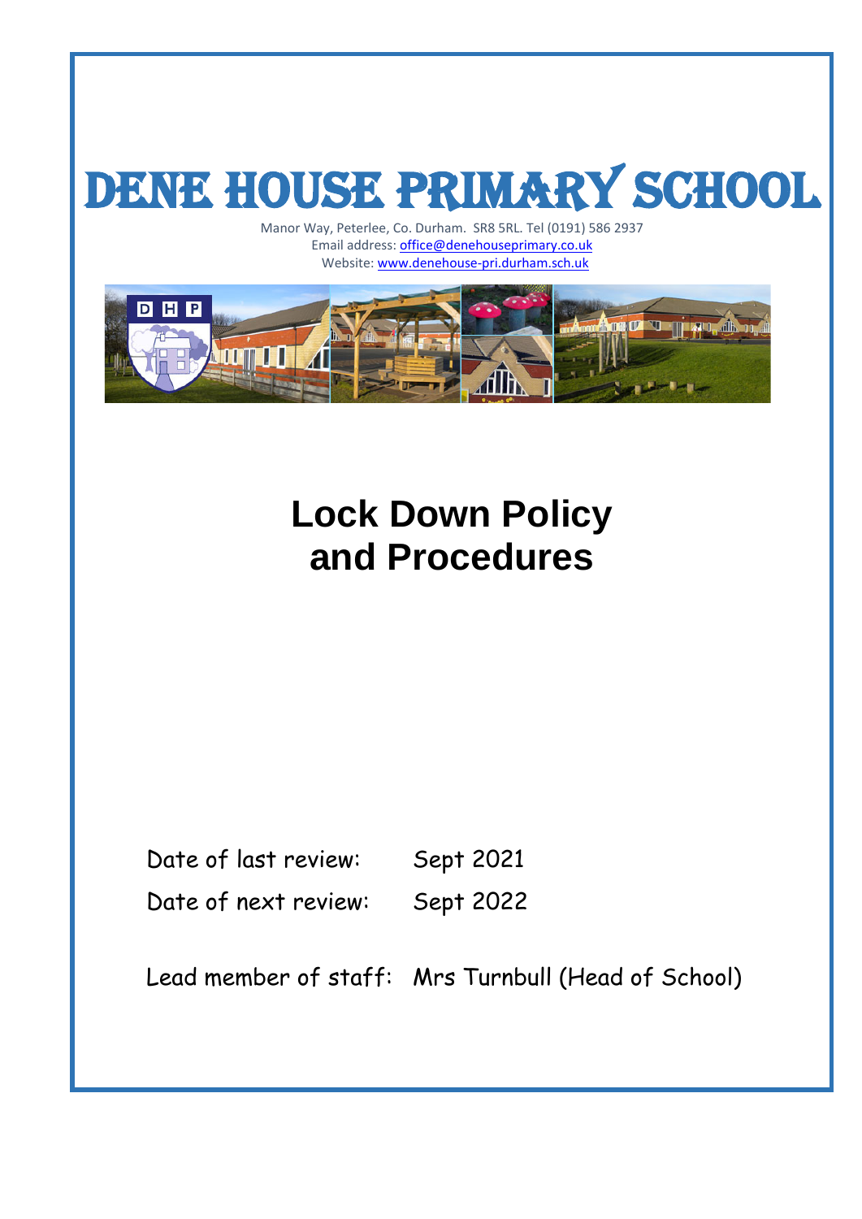# DENE HOUSE PRIMARY SCHOOL

Manor Way, Peterlee, Co. Durham. SR8 5RL. Tel (0191) 586 2937
Email address: office@denehouseprimary.co.uk
Website: www.denehouse-pri.durham.sch.uk

# Lock Down Policy and Procedures

Date of last review: Sept 2021

Date of next review: Sept 2022

Lead member of staff: Mrs Turnbull (Head of School)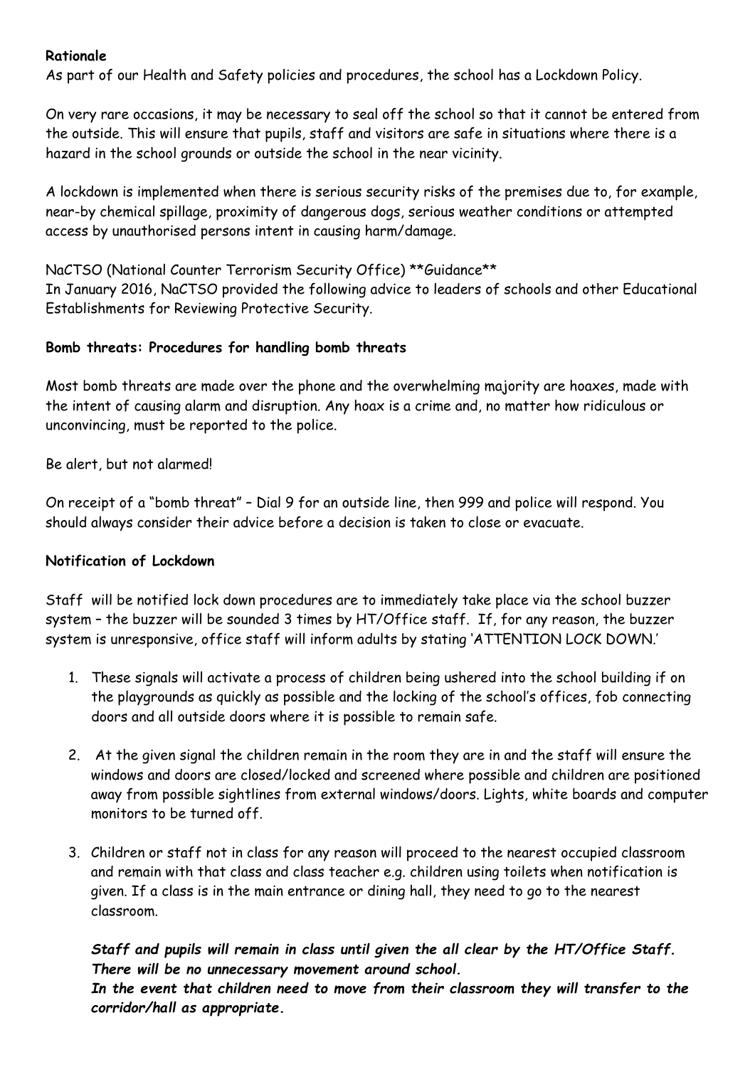**Rationale**

As part of our Health and Safety policies and procedures, the school has a Lockdown Policy.

On very rare occasions, it may be necessary to seal off the school so that it cannot be entered from the outside. This will ensure that pupils, staff and visitors are safe in situations where there is a hazard in the school grounds or outside the school in the near vicinity.

A lockdown is implemented when there is serious security risks of the premises due to, for example, near-by chemical spillage, proximity of dangerous dogs, serious weather conditions or attempted access by unauthorised persons intent in causing harm/damage.

NaCTSO (National Counter Terrorism Security Office) **Guidance**
In January 2016, NaCTSO provided the following advice to leaders of schools and other Educational Establishments for Reviewing Protective Security.

**Bomb threats: Procedures for handling bomb threats**

Most bomb threats are made over the phone and the overwhelming majority are hoaxes, made with the intent of causing alarm and disruption. Any hoax is a crime and, no matter how ridiculous or unconvincing, must be reported to the police.

Be alert, but not alarmed!

On receipt of a "bomb threat" – Dial 9 for an outside line, then 999 and police will respond. You should always consider their advice before a decision is taken to close or evacuate.

**Notification of Lockdown**

Staff will be notified lock down procedures are to immediately take place via the school buzzer system – the buzzer will be sounded 3 times by HT/Office staff. If, for any reason, the buzzer system is unresponsive, office staff will inform adults by stating 'ATTENTION LOCK DOWN.'

1. These signals will activate a process of children being ushered into the school building if on the playgrounds as quickly as possible and the locking of the school's offices, fob connecting doors and all outside doors where it is possible to remain safe.

2. At the given signal the children remain in the room they are in and the staff will ensure the windows and doors are closed/locked and screened where possible and children are positioned away from possible sightlines from external windows/doors. Lights, white boards and computer monitors to be turned off.

3. Children or staff not in class for any reason will proceed to the nearest occupied classroom and remain with that class and class teacher e.g. children using toilets when notification is given. If a class is in the main entrance or dining hall, they need to go to the nearest classroom.

   ***Staff and pupils will remain in class until given the all clear by the HT/Office Staff. There will be no unnecessary movement around school. In the event that children need to move from their classroom they will transfer to the corridor/hall as appropriate.***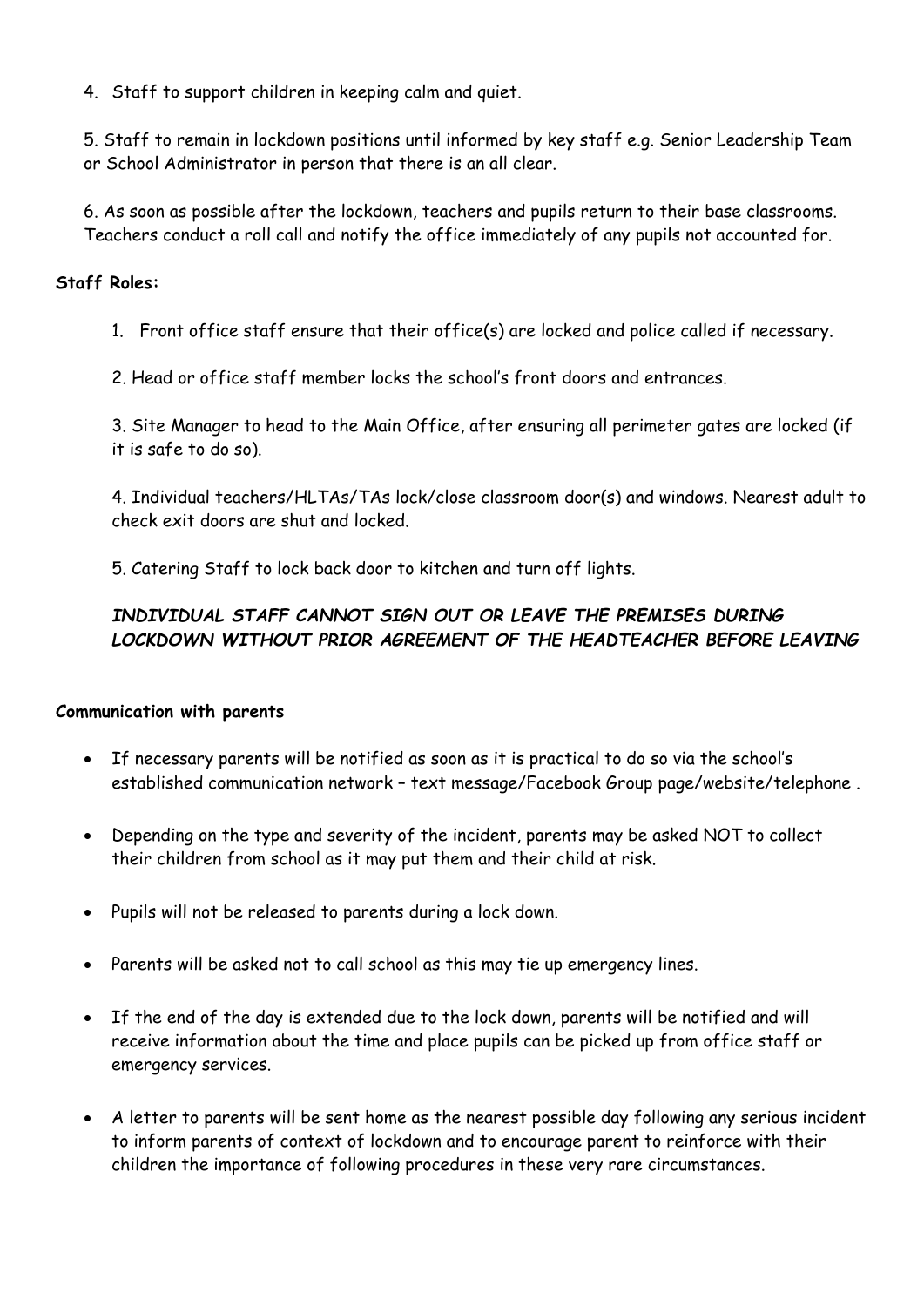4. Staff to support children in keeping calm and quiet.

5. Staff to remain in lockdown positions until informed by key staff e.g. Senior Leadership Team or School Administrator in person that there is an all clear.

6. As soon as possible after the lockdown, teachers and pupils return to their base classrooms. Teachers conduct a roll call and notify the office immediately of any pupils not accounted for.

**Staff Roles:**

1. Front office staff ensure that their office(s) are locked and police called if necessary.

2. Head or office staff member locks the school's front doors and entrances.

3. Site Manager to head to the Main Office, after ensuring all perimeter gates are locked (if it is safe to do so).

4. Individual teachers/HLTAs/TAs lock/close classroom door(s) and windows. Nearest adult to check exit doors are shut and locked.

5. Catering Staff to lock back door to kitchen and turn off lights.

***INDIVIDUAL STAFF CANNOT SIGN OUT OR LEAVE THE PREMISES DURING LOCKDOWN WITHOUT PRIOR AGREEMENT OF THE HEADTEACHER BEFORE LEAVING***

**Communication with parents**

- If necessary parents will be notified as soon as it is practical to do so via the school's established communication network – text message/Facebook Group page/website/telephone .
- Depending on the type and severity of the incident, parents may be asked NOT to collect their children from school as it may put them and their child at risk.
- Pupils will not be released to parents during a lock down.
- Parents will be asked not to call school as this may tie up emergency lines.
- If the end of the day is extended due to the lock down, parents will be notified and will receive information about the time and place pupils can be picked up from office staff or emergency services.
- A letter to parents will be sent home as the nearest possible day following any serious incident to inform parents of context of lockdown and to encourage parent to reinforce with their children the importance of following procedures in these very rare circumstances.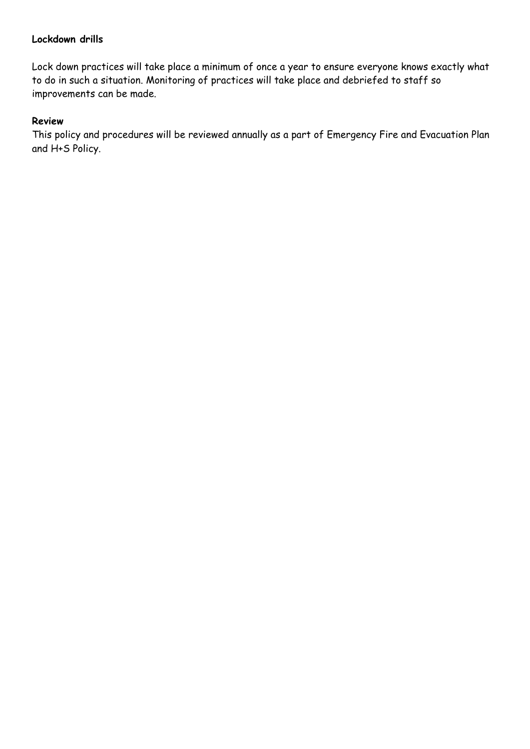**Lockdown drills**

Lock down practices will take place a minimum of once a year to ensure everyone knows exactly what to do in such a situation. Monitoring of practices will take place and debriefed to staff so improvements can be made.

**Review**

This policy and procedures will be reviewed annually as a part of Emergency Fire and Evacuation Plan and H+S Policy.